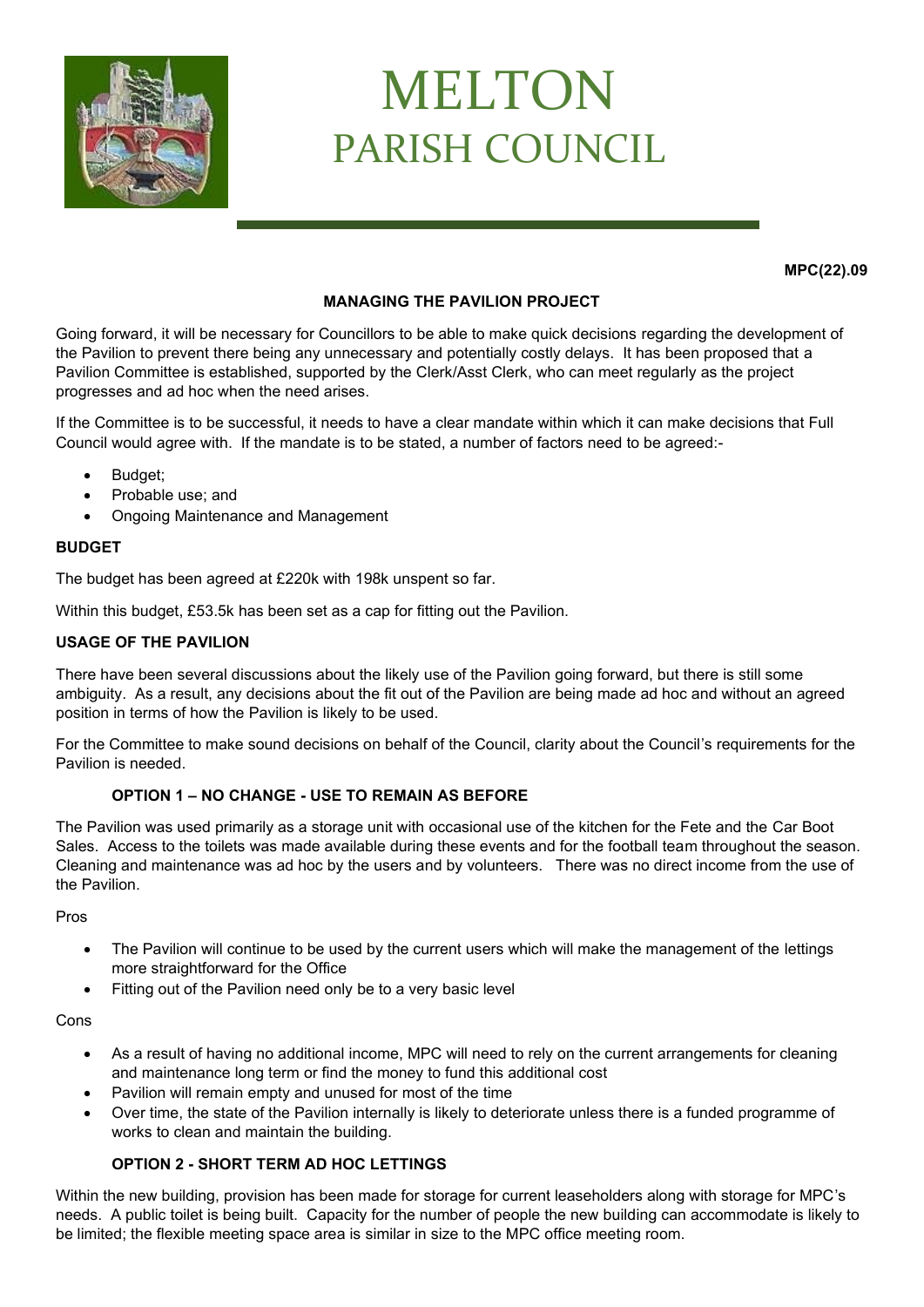# MELTON
## PARISH COUNCIL

**MPC(22).09**

### MANAGING THE PAVILION PROJECT

Going forward, it will be necessary for Councillors to be able to make quick decisions regarding the development of the Pavilion to prevent there being any unnecessary and potentially costly delays. It has been proposed that a Pavilion Committee is established, supported by the Clerk/Asst Clerk, who can meet regularly as the project progresses and ad hoc when the need arises.

If the Committee is to be successful, it needs to have a clear mandate within which it can make decisions that Full Council would agree with. If the mandate is to be stated, a number of factors need to be agreed:-

- Budget;
- Probable use; and
- Ongoing Maintenance and Management

#### BUDGET

The budget has been agreed at £220k with 198k unspent so far.

Within this budget, £53.5k has been set as a cap for fitting out the Pavilion.

#### USAGE OF THE PAVILION

There have been several discussions about the likely use of the Pavilion going forward, but there is still some ambiguity. As a result, any decisions about the fit out of the Pavilion are being made ad hoc and without an agreed position in terms of how the Pavilion is likely to be used.

For the Committee to make sound decisions on behalf of the Council, clarity about the Council's requirements for the Pavilion is needed.

##### OPTION 1 – NO CHANGE - USE TO REMAIN AS BEFORE

The Pavilion was used primarily as a storage unit with occasional use of the kitchen for the Fete and the Car Boot Sales. Access to the toilets was made available during these events and for the football team throughout the season. Cleaning and maintenance was ad hoc by the users and by volunteers. There was no direct income from the use of the Pavilion.

Pros

- The Pavilion will continue to be used by the current users which will make the management of the lettings more straightforward for the Office
- Fitting out of the Pavilion need only be to a very basic level

Cons

- As a result of having no additional income, MPC will need to rely on the current arrangements for cleaning and maintenance long term or find the money to fund this additional cost
- Pavilion will remain empty and unused for most of the time
- Over time, the state of the Pavilion internally is likely to deteriorate unless there is a funded programme of works to clean and maintain the building.

##### OPTION 2 - SHORT TERM AD HOC LETTINGS

Within the new building, provision has been made for storage for current leaseholders along with storage for MPC's needs. A public toilet is being built. Capacity for the number of people the new building can accommodate is likely to be limited; the flexible meeting space area is similar in size to the MPC office meeting room.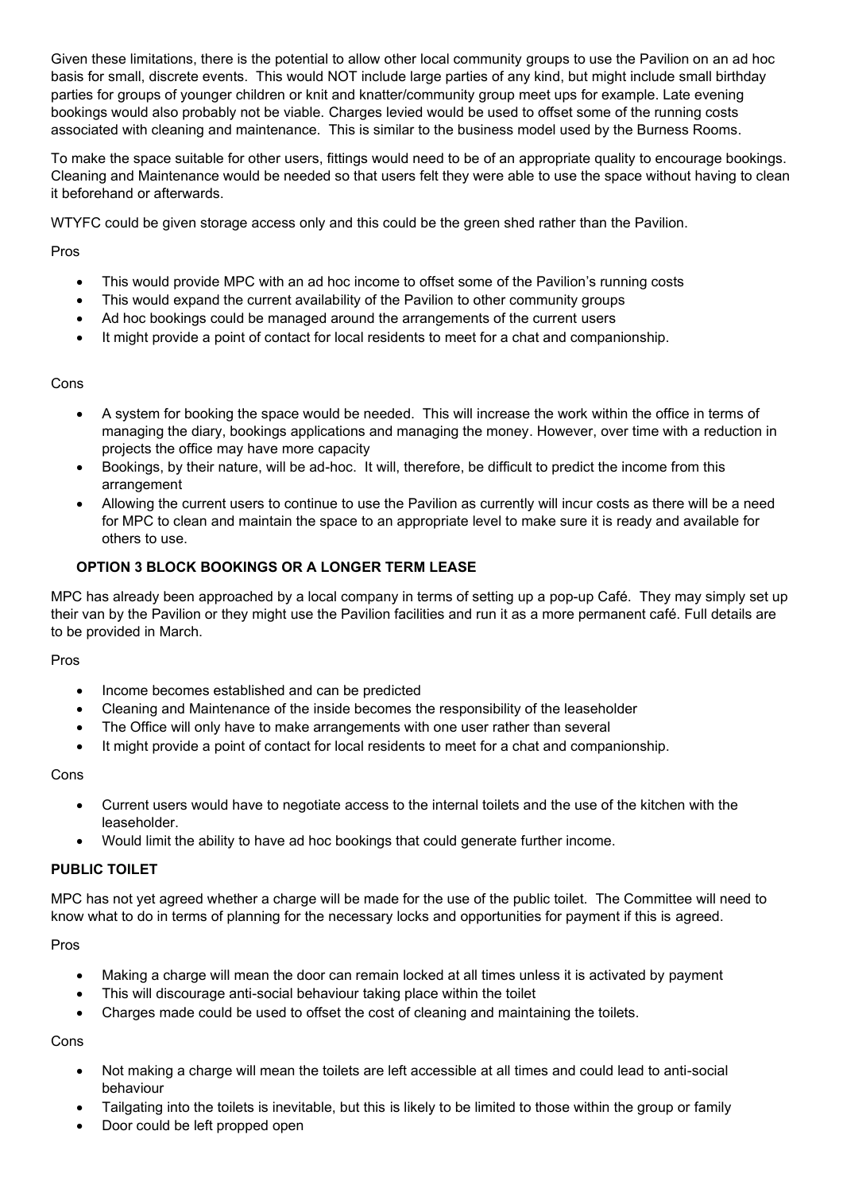Given these limitations, there is the potential to allow other local community groups to use the Pavilion on an ad hoc basis for small, discrete events. This would NOT include large parties of any kind, but might include small birthday parties for groups of younger children or knit and knatter/community group meet ups for example. Late evening bookings would also probably not be viable. Charges levied would be used to offset some of the running costs associated with cleaning and maintenance. This is similar to the business model used by the Burness Rooms.

To make the space suitable for other users, fittings would need to be of an appropriate quality to encourage bookings. Cleaning and Maintenance would be needed so that users felt they were able to use the space without having to clean it beforehand or afterwards.

WTYFC could be given storage access only and this could be the green shed rather than the Pavilion.

Pros

- This would provide MPC with an ad hoc income to offset some of the Pavilion's running costs
- This would expand the current availability of the Pavilion to other community groups
- Ad hoc bookings could be managed around the arrangements of the current users
- It might provide a point of contact for local residents to meet for a chat and companionship.

Cons

- A system for booking the space would be needed. This will increase the work within the office in terms of managing the diary, bookings applications and managing the money. However, over time with a reduction in projects the office may have more capacity
- Bookings, by their nature, will be ad-hoc. It will, therefore, be difficult to predict the income from this arrangement
- Allowing the current users to continue to use the Pavilion as currently will incur costs as there will be a need for MPC to clean and maintain the space to an appropriate level to make sure it is ready and available for others to use.

### OPTION 3 BLOCK BOOKINGS OR A LONGER TERM LEASE

MPC has already been approached by a local company in terms of setting up a pop-up Café. They may simply set up their van by the Pavilion or they might use the Pavilion facilities and run it as a more permanent café. Full details are to be provided in March.

Pros

- Income becomes established and can be predicted
- Cleaning and Maintenance of the inside becomes the responsibility of the leaseholder
- The Office will only have to make arrangements with one user rather than several
- It might provide a point of contact for local residents to meet for a chat and companionship.

Cons

- Current users would have to negotiate access to the internal toilets and the use of the kitchen with the leaseholder.
- Would limit the ability to have ad hoc bookings that could generate further income.

### PUBLIC TOILET

MPC has not yet agreed whether a charge will be made for the use of the public toilet. The Committee will need to know what to do in terms of planning for the necessary locks and opportunities for payment if this is agreed.

Pros

- Making a charge will mean the door can remain locked at all times unless it is activated by payment
- This will discourage anti-social behaviour taking place within the toilet
- Charges made could be used to offset the cost of cleaning and maintaining the toilets.

Cons

- Not making a charge will mean the toilets are left accessible at all times and could lead to anti-social behaviour
- Tailgating into the toilets is inevitable, but this is likely to be limited to those within the group or family
- Door could be left propped open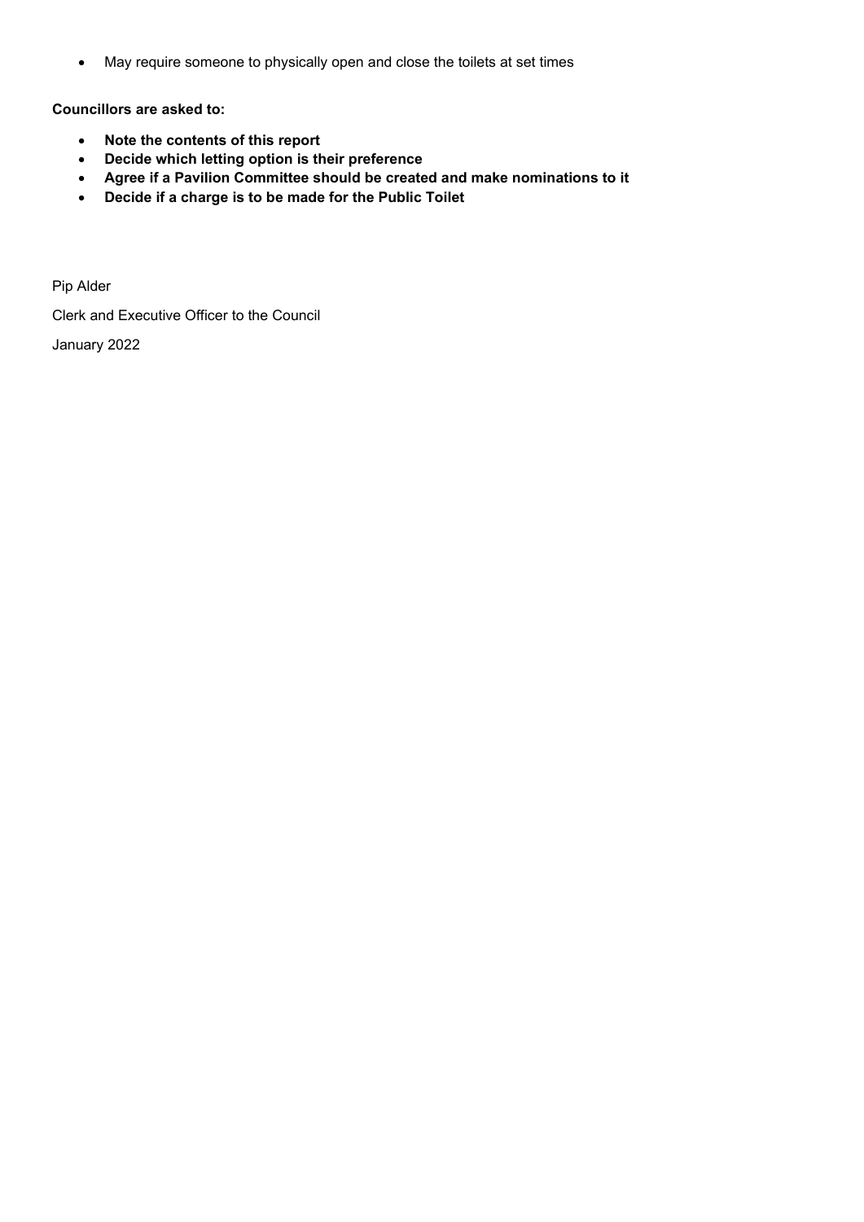- May require someone to physically open and close the toilets at set times

**Councillors are asked to:**

- **Note the contents of this report**
- **Decide which letting option is their preference**
- **Agree if a Pavilion Committee should be created and make nominations to it**
- **Decide if a charge is to be made for the Public Toilet**

Pip Alder

Clerk and Executive Officer to the Council

January 2022